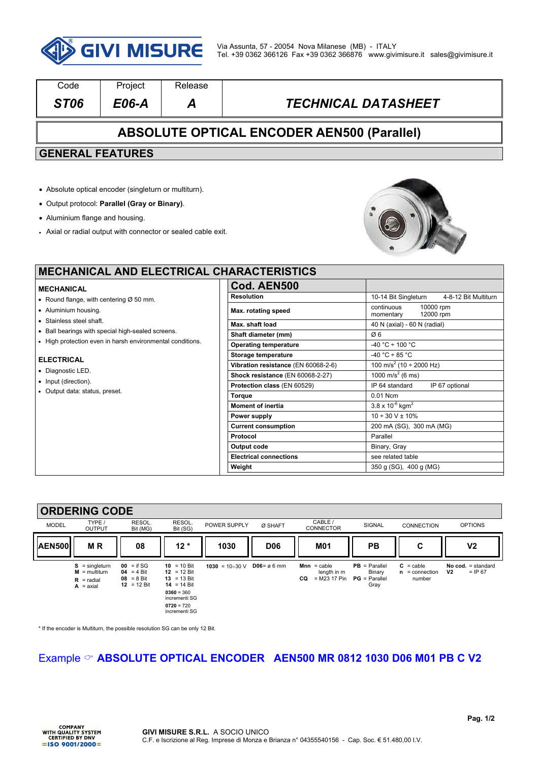Via Assunta, 57 - 20054 Nova Milanese (MB) - ITALY
Tel. +39 0362 366126 Fax +39 0362 366876 www.givimisure.it sales@givimisure.it

| Code | Project | Release | |
|---|---|---|---|
| *ST06* | *E06-A* | *A* | *TECHNICAL DATASHEET* |

# ABSOLUTE OPTICAL ENCODER AEN500 (Parallel)

## GENERAL FEATURES

- Absolute optical encoder (singleturn or multiturn).
- Output protocol: **Parallel (Gray or Binary)**.
- Aluminium flange and housing.
- Axial or radial output with connector or sealed cable exit.

## MECHANICAL AND ELECTRICAL CHARACTERISTICS

### MECHANICAL

- Round flange, with centering Ø 50 mm.
- Aluminium housing.
- Stainless steel shaft.
- Ball bearings with special high-sealed screens.
- High protection even in harsh environmental conditions.

### ELECTRICAL

- Diagnostic LED.
- Input (direction).
- Output data: status, preset.

| **Cod. AEN500** | |
|---|---|
| **Resolution** | 10-14 Bit Singleturn 4-8-12 Bit Multiturn |
| **Max. rotating speed** | continuous 10000 rpm<br>momentary 12000 rpm |
| **Max. shaft load** | 40 N (axial) - 60 N (radial) |
| **Shaft diameter (mm)** | Ø 6 |
| **Operating temperature** | -40 °C ÷ 100 °C |
| **Storage temperature** | -40 °C ÷ 85 °C |
| **Vibration resistance** (EN 60068-2-6) | 100 m/s$^2$ (10 ÷ 2000 Hz) |
| **Shock resistance** (EN 60068-2-27) | 1000 m/s$^2$ (6 ms) |
| **Protection class** (EN 60529) | IP 64 standard IP 67 optional |
| **Torque** | 0.01 Ncm |
| **Moment of inertia** | 3.8 x 10$^{-6}$ kgm$^2$ |
| **Power supply** | 10 ÷ 30 V ± 10% |
| **Current consumption** | 200 mA (SG), 300 mA (MG) |
| **Protocol** | Parallel |
| **Output code** | Binary, Gray |
| **Electrical connections** | see related table |
| **Weight** | 350 g (SG), 400 g (MG) |

## ORDERING CODE

| MODEL | TYPE / OUTPUT | RESOL. Bit (MG) | RESOL. Bit (SG) | POWER SUPPLY | Ø SHAFT | CABLE / CONNECTOR | SIGNAL | CONNECTION | OPTIONS |
|---|---|---|---|---|---|---|---|---|---|
| **AEN500** | **M R** | **08** | **12 \*** | **1030** | **D06** | **M01** | **PB** | **C** | **V2** |
| | **S** = singleturn<br>**M** = multiturn<br>**R** = radial<br>**A** = axial | **00** = if SG<br>**04** = 4 Bit<br>**08** = 8 Bit<br>**12** = 12 Bit | **10** = 10 Bit<br>**12** = 12 Bit<br>**13** = 13 Bit<br>**14** = 14 Bit<br>**0360** = 360 incrementi SG<br>**0720** = 720 incrementi SG | **1030** = 10÷30 V | **D06**= ø 6 mm | **Mnn** = cable length in m<br>**CQ** = M23 17 Pin | **PB** = Parallel Binary<br>**PG** = Parallel Gray | **C** = cable<br>**n** = connection number | **No cod.** = standard<br>**V2** = IP 67 |

\* If the encoder is Multiturn, the possible resolution SG can be only 12 Bit.

Example ☞ **ABSOLUTE OPTICAL ENCODER AEN500 MR 0812 1030 D06 M01 PB C V2**

COMPANY WITH QUALITY SYSTEM CERTIFIED BY DNV =ISO 9001/2000=

**GIVI MISURE S.R.L.** A SOCIO UNICO
C.F. e Iscrizione al Reg. Imprese di Monza e Brianza n° 04355540156 - Cap. Soc. € 51.480,00 I.V.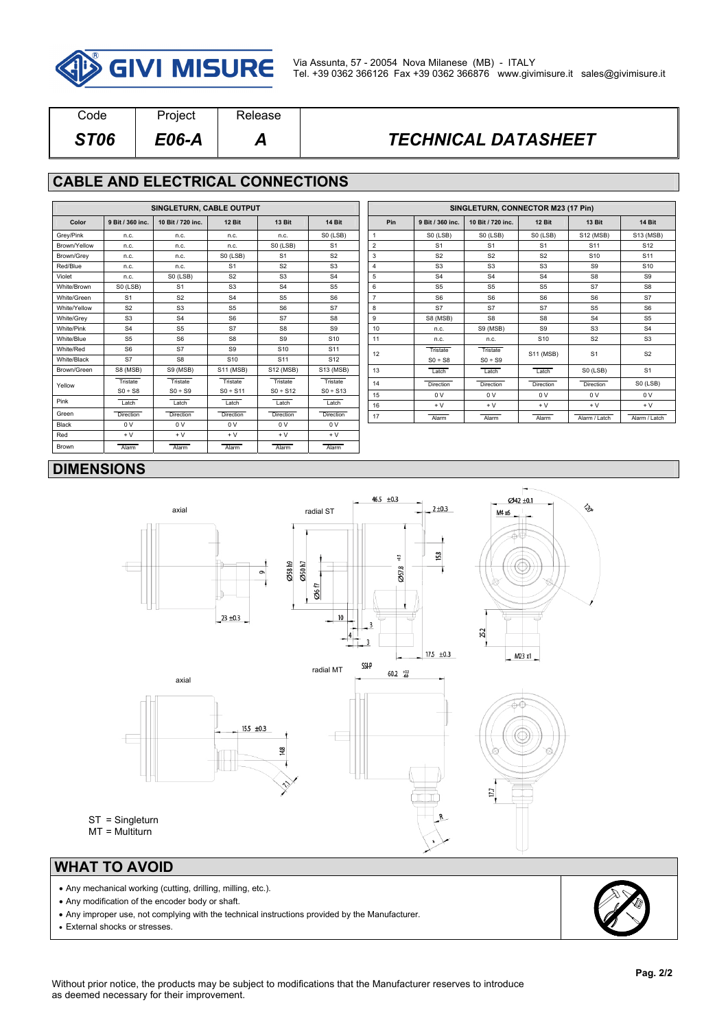Via Assunta, 57 - 20054 Nova Milanese (MB) - ITALY
Tel. +39 0362 366126 Fax +39 0362 366876 www.givimisure.it sales@givimisure.it

| Code | Project | Release | |
|---|---|---|---|
| ***ST06*** | ***E06-A*** | ***A*** | ***TECHNICAL DATASHEET*** |

## CABLE AND ELECTRICAL CONNECTIONS

**SINGLETURN, CABLE OUTPUT**

| Color | 9 Bit / 360 inc. | 10 Bit / 720 inc. | 12 Bit | 13 Bit | 14 Bit |
|---|---|---|---|---|---|
| Grey/Pink | n.c. | n.c. | n.c. | n.c. | S0 (LSB) |
| Brown/Yellow | n.c. | n.c. | n.c. | S0 (LSB) | S1 |
| Brown/Grey | n.c. | n.c. | S0 (LSB) | S1 | S2 |
| Red/Blue | n.c. | n.c. | S1 | S2 | S3 |
| Violet | n.c. | S0 (LSB) | S2 | S3 | S4 |
| White/Brown | S0 (LSB) | S1 | S3 | S4 | S5 |
| White/Green | S1 | S2 | S4 | S5 | S6 |
| White/Yellow | S2 | S3 | S5 | S6 | S7 |
| White/Grey | S3 | S4 | S6 | S7 | S8 |
| White/Pink | S4 | S5 | S7 | S8 | S9 |
| White/Blue | S5 | S6 | S8 | S9 | S10 |
| White/Red | S6 | S7 | S9 | S10 | S11 |
| White/Black | S7 | S8 | S10 | S11 | S12 |
| Brown/Green | S8 (MSB) | S9 (MSB) | S11 (MSB) | S12 (MSB) | S13 (MSB) |
| Yellow | $\overline{\text{Tristate}}$ S0 ÷ S8 | $\overline{\text{Tristate}}$ S0 ÷ S9 | $\overline{\text{Tristate}}$ S0 ÷ S11 | $\overline{\text{Tristate}}$ S0 ÷ S12 | $\overline{\text{Tristate}}$ S0 ÷ S13 |
| Pink | $\overline{\text{Latch}}$ | $\overline{\text{Latch}}$ | $\overline{\text{Latch}}$ | $\overline{\text{Latch}}$ | $\overline{\text{Latch}}$ |
| Green | $\overline{\text{Direction}}$ | $\overline{\text{Direction}}$ | $\overline{\text{Direction}}$ | $\overline{\text{Direction}}$ | $\overline{\text{Direction}}$ |
| Black | 0 V | 0 V | 0 V | 0 V | 0 V |
| Red | + V | + V | + V | + V | + V |
| Brown | $\overline{\text{Alarm}}$ | $\overline{\text{Alarm}}$ | $\overline{\text{Alarm}}$ | $\overline{\text{Alarm}}$ | $\overline{\text{Alarm}}$ |

**SINGLETURN, CONNECTOR M23 (17 Pin)**

| Pin | 9 Bit / 360 inc. | 10 Bit / 720 inc. | 12 Bit | 13 Bit | 14 Bit |
|---|---|---|---|---|---|
| 1 | S0 (LSB) | S0 (LSB) | S0 (LSB) | S12 (MSB) | S13 (MSB) |
| 2 | S1 | S1 | S1 | S11 | S12 |
| 3 | S2 | S2 | S2 | S10 | S11 |
| 4 | S3 | S3 | S3 | S9 | S10 |
| 5 | S4 | S4 | S4 | S8 | S9 |
| 6 | S5 | S5 | S5 | S7 | S8 |
| 7 | S6 | S6 | S6 | S6 | S7 |
| 8 | S7 | S7 | S7 | S5 | S6 |
| 9 | S8 (MSB) | S8 | S8 | S4 | S5 |
| 10 | n.c. | S9 (MSB) | S9 | S3 | S4 |
| 11 | n.c. | n.c. | S10 | S2 | S3 |
| 12 | $\overline{\text{Tristate}}$ S0 ÷ S8 | $\overline{\text{Tristate}}$ S0 ÷ S9 | S11 (MSB) | S1 | S2 |
| 13 | $\overline{\text{Latch}}$ | $\overline{\text{Latch}}$ | $\overline{\text{Latch}}$ | S0 (LSB) | S1 |
| 14 | $\overline{\text{Direction}}$ | $\overline{\text{Direction}}$ | $\overline{\text{Direction}}$ | $\overline{\text{Direction}}$ | S0 (LSB) |
| 15 | 0 V | 0 V | 0 V | 0 V | 0 V |
| 16 | + V | + V | + V | + V | + V |
| 17 | $\overline{\text{Alarm}}$ | $\overline{\text{Alarm}}$ | $\overline{\text{Alarm}}$ | $\overline{\text{Alarm / Latch}}$ | $\overline{\text{Alarm / Latch}}$ |

## DIMENSIONS

axial

radial ST

46.5 ±0.3

2 ±0.3

Ø42 ±0.1

M4 x6

120°

9

Ø58 h9

Ø50 h7

Ø6 f7

Ø57.8

15.8

23 ±0.3

10

3

4

3

25.2

17.5 ±0.3

M23 x1

radial MT

SSI-P

60.2

axial

15.5 ±0.3

14.8

7.1

17.7

R

ST = Singleturn
MT = Multiturn

## WHAT TO AVOID

- Any mechanical working (cutting, drilling, milling, etc.).
- Any modification of the encoder body or shaft.
- Any improper use, not complying with the technical instructions provided by the Manufacturer.
- External shocks or stresses.

Without prior notice, the products may be subject to modifications that the Manufacturer reserves to introduce as deemed necessary for their improvement.